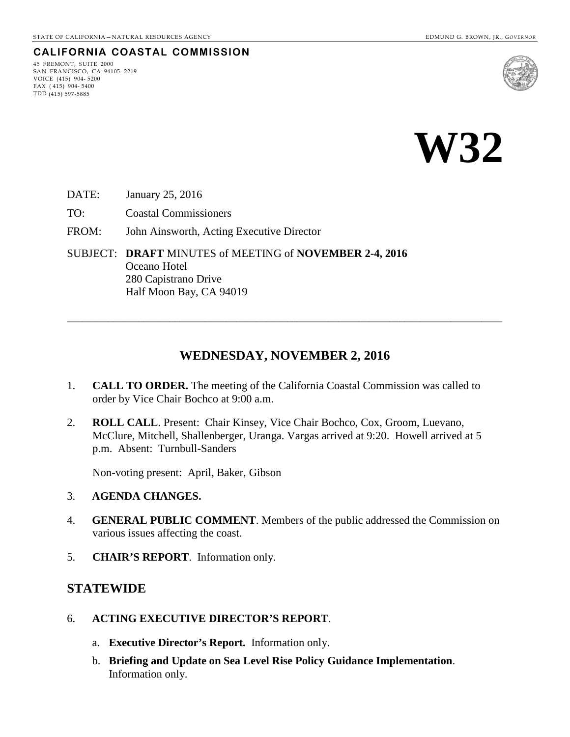STATE OF CALIFORNIA—NATURAL RESOURCES AGENCY EDMUND G. BROWN, JR., *GOVERNOR*

**CALIFORNIA COASTAL COMMISSION**

45 FREMONT, SUITE 2000
SAN FRANCISCO, CA 94105-2219
VOICE (415) 904-5200
FAX (415) 904-5400
TDD (415) 597-5885

# W32

DATE: January 25, 2016

TO: Coastal Commissioners

FROM: John Ainsworth, Acting Executive Director

SUBJECT: **DRAFT** MINUTES of MEETING of **NOVEMBER 2-4, 2016**
Oceano Hotel
280 Capistrano Drive
Half Moon Bay, CA 94019

---

## WEDNESDAY, NOVEMBER 2, 2016

1. **CALL TO ORDER.** The meeting of the California Coastal Commission was called to order by Vice Chair Bochco at 9:00 a.m.

2. **ROLL CALL**. Present: Chair Kinsey, Vice Chair Bochco, Cox, Groom, Luevano, McClure, Mitchell, Shallenberger, Uranga. Vargas arrived at 9:20. Howell arrived at 5 p.m. Absent: Turnbull-Sanders

   Non-voting present: April, Baker, Gibson

3. **AGENDA CHANGES.**

4. **GENERAL PUBLIC COMMENT**. Members of the public addressed the Commission on various issues affecting the coast.

5. **CHAIR'S REPORT**. Information only.

## STATEWIDE

6. **ACTING EXECUTIVE DIRECTOR'S REPORT**.

   a. **Executive Director's Report.** Information only.

   b. **Briefing and Update on Sea Level Rise Policy Guidance Implementation**. Information only.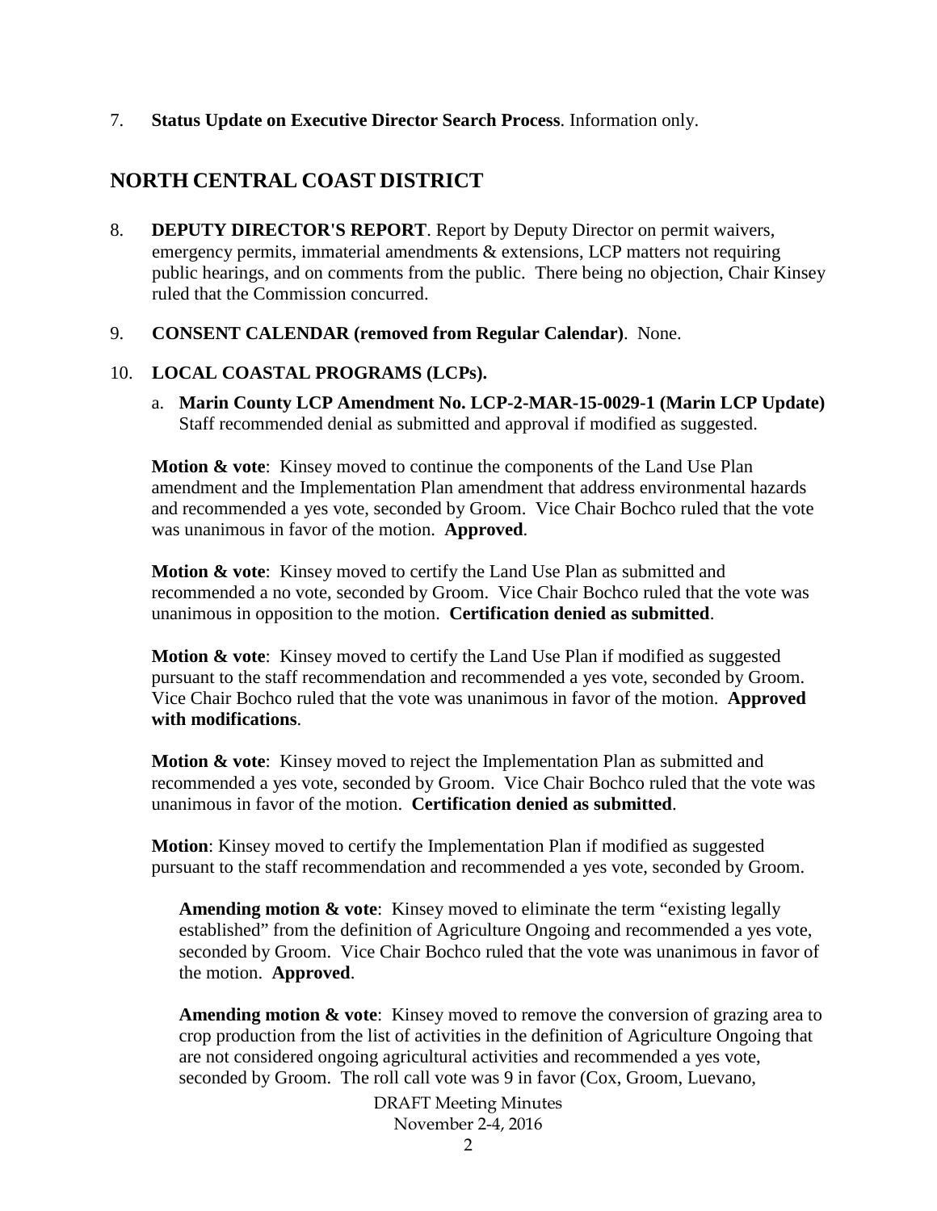7. **Status Update on Executive Director Search Process**. Information only.

## NORTH CENTRAL COAST DISTRICT

8. **DEPUTY DIRECTOR'S REPORT**. Report by Deputy Director on permit waivers, emergency permits, immaterial amendments & extensions, LCP matters not requiring public hearings, and on comments from the public. There being no objection, Chair Kinsey ruled that the Commission concurred.

9. **CONSENT CALENDAR (removed from Regular Calendar)**. None.

10. **LOCAL COASTAL PROGRAMS (LCPs).**

    a. **Marin County LCP Amendment No. LCP-2-MAR-15-0029-1 (Marin LCP Update)** Staff recommended denial as submitted and approval if modified as suggested.

**Motion & vote**: Kinsey moved to continue the components of the Land Use Plan amendment and the Implementation Plan amendment that address environmental hazards and recommended a yes vote, seconded by Groom. Vice Chair Bochco ruled that the vote was unanimous in favor of the motion. **Approved**.

**Motion & vote**: Kinsey moved to certify the Land Use Plan as submitted and recommended a no vote, seconded by Groom. Vice Chair Bochco ruled that the vote was unanimous in opposition to the motion. **Certification denied as submitted**.

**Motion & vote**: Kinsey moved to certify the Land Use Plan if modified as suggested pursuant to the staff recommendation and recommended a yes vote, seconded by Groom. Vice Chair Bochco ruled that the vote was unanimous in favor of the motion. **Approved with modifications**.

**Motion & vote**: Kinsey moved to reject the Implementation Plan as submitted and recommended a yes vote, seconded by Groom. Vice Chair Bochco ruled that the vote was unanimous in favor of the motion. **Certification denied as submitted**.

**Motion**: Kinsey moved to certify the Implementation Plan if modified as suggested pursuant to the staff recommendation and recommended a yes vote, seconded by Groom.

> **Amending motion & vote**: Kinsey moved to eliminate the term "existing legally established" from the definition of Agriculture Ongoing and recommended a yes vote, seconded by Groom. Vice Chair Bochco ruled that the vote was unanimous in favor of the motion. **Approved**.
>
> **Amending motion & vote**: Kinsey moved to remove the conversion of grazing area to crop production from the list of activities in the definition of Agriculture Ongoing that are not considered ongoing agricultural activities and recommended a yes vote, seconded by Groom. The roll call vote was 9 in favor (Cox, Groom, Luevano,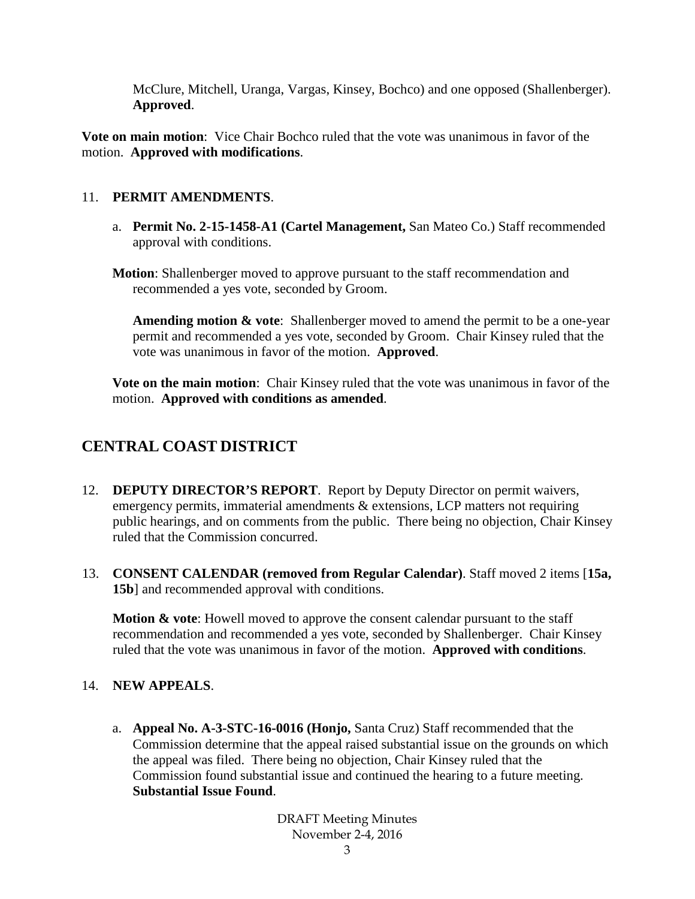McClure, Mitchell, Uranga, Vargas, Kinsey, Bochco) and one opposed (Shallenberger). **Approved**.

**Vote on main motion**: Vice Chair Bochco ruled that the vote was unanimous in favor of the motion. **Approved with modifications**.

11. **PERMIT AMENDMENTS**.

   a. **Permit No. 2-15-1458-A1 (Cartel Management,** San Mateo Co.) Staff recommended approval with conditions.

   **Motion**: Shallenberger moved to approve pursuant to the staff recommendation and recommended a yes vote, seconded by Groom.

   **Amending motion & vote**: Shallenberger moved to amend the permit to be a one-year permit and recommended a yes vote, seconded by Groom. Chair Kinsey ruled that the vote was unanimous in favor of the motion. **Approved**.

   **Vote on the main motion**: Chair Kinsey ruled that the vote was unanimous in favor of the motion. **Approved with conditions as amended**.

## CENTRAL COAST DISTRICT

12. **DEPUTY DIRECTOR'S REPORT**. Report by Deputy Director on permit waivers, emergency permits, immaterial amendments & extensions, LCP matters not requiring public hearings, and on comments from the public. There being no objection, Chair Kinsey ruled that the Commission concurred.

13. **CONSENT CALENDAR (removed from Regular Calendar)**. Staff moved 2 items [**15a, 15b**] and recommended approval with conditions.

   **Motion & vote**: Howell moved to approve the consent calendar pursuant to the staff recommendation and recommended a yes vote, seconded by Shallenberger. Chair Kinsey ruled that the vote was unanimous in favor of the motion. **Approved with conditions**.

14. **NEW APPEALS**.

   a. **Appeal No. A-3-STC-16-0016 (Honjo,** Santa Cruz) Staff recommended that the Commission determine that the appeal raised substantial issue on the grounds on which the appeal was filed. There being no objection, Chair Kinsey ruled that the Commission found substantial issue and continued the hearing to a future meeting. **Substantial Issue Found**.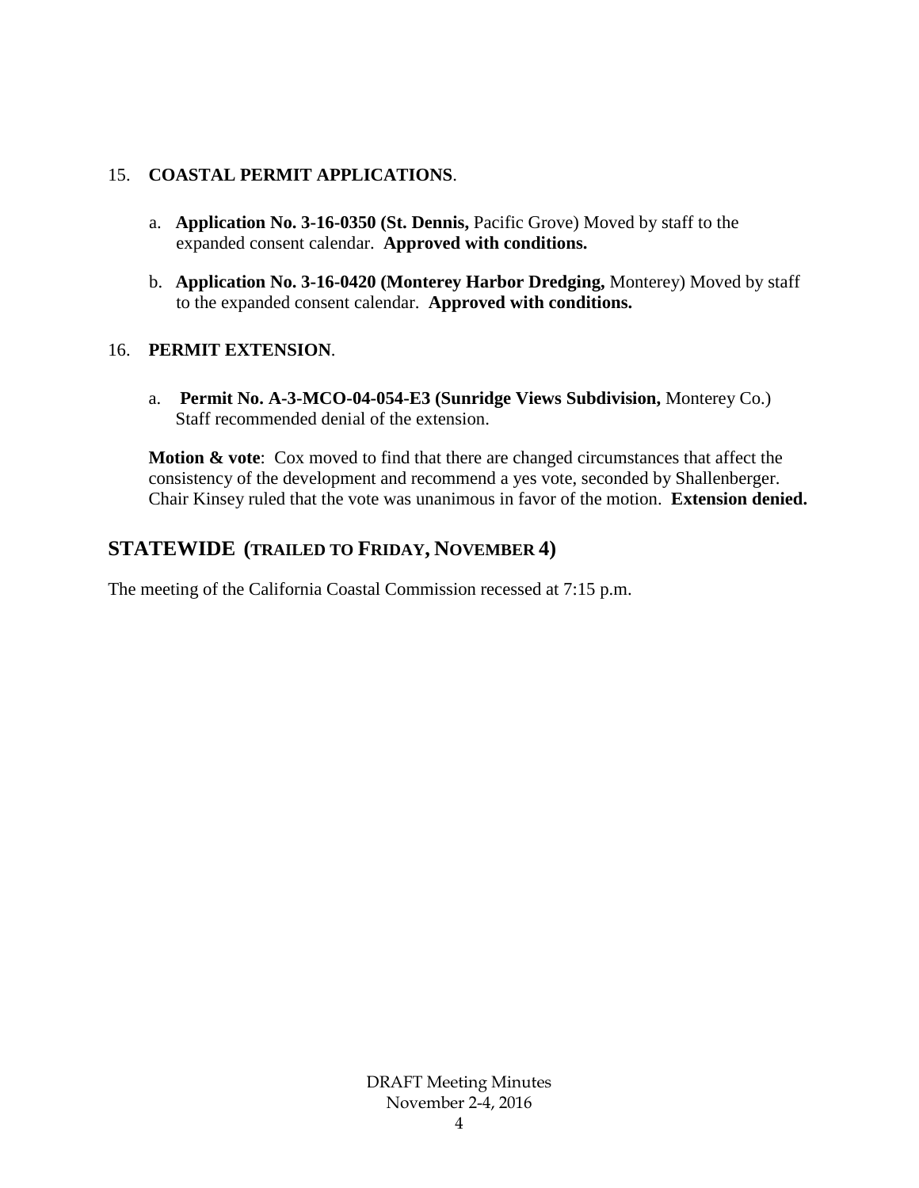15. **COASTAL PERMIT APPLICATIONS**.

   a. **Application No. 3-16-0350 (St. Dennis,** Pacific Grove) Moved by staff to the expanded consent calendar. **Approved with conditions.**

   b. **Application No. 3-16-0420 (Monterey Harbor Dredging,** Monterey) Moved by staff to the expanded consent calendar. **Approved with conditions.**

16. **PERMIT EXTENSION**.

   a. **Permit No. A-3-MCO-04-054-E3 (Sunridge Views Subdivision,** Monterey Co.) Staff recommended denial of the extension.

   **Motion & vote**: Cox moved to find that there are changed circumstances that affect the consistency of the development and recommend a yes vote, seconded by Shallenberger. Chair Kinsey ruled that the vote was unanimous in favor of the motion. **Extension denied.**

## STATEWIDE (TRAILED TO FRIDAY, NOVEMBER 4)

The meeting of the California Coastal Commission recessed at 7:15 p.m.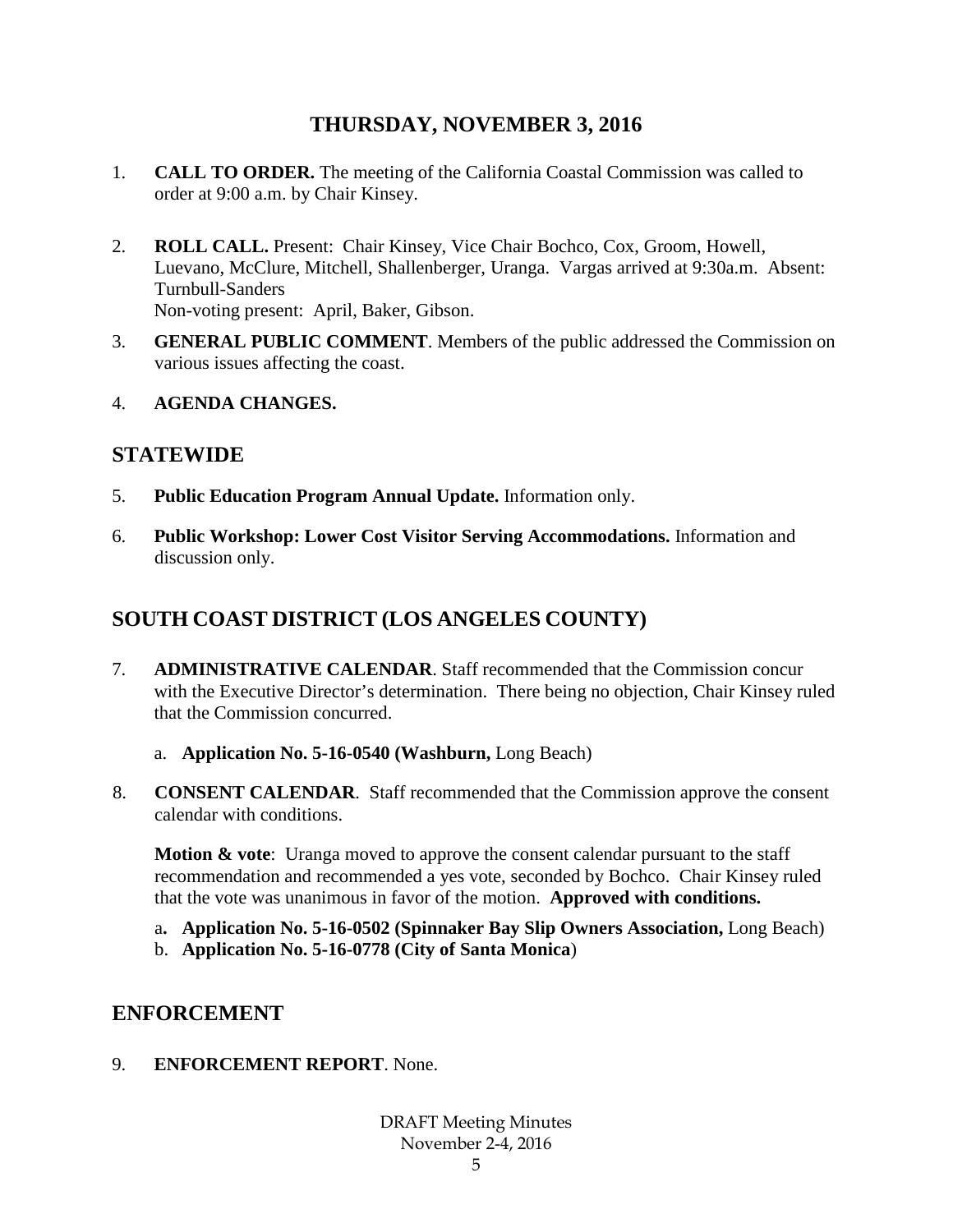## THURSDAY, NOVEMBER 3, 2016

1. **CALL TO ORDER.** The meeting of the California Coastal Commission was called to order at 9:00 a.m. by Chair Kinsey.

2. **ROLL CALL.** Present: Chair Kinsey, Vice Chair Bochco, Cox, Groom, Howell, Luevano, McClure, Mitchell, Shallenberger, Uranga. Vargas arrived at 9:30a.m. Absent: Turnbull-Sanders
   Non-voting present: April, Baker, Gibson.

3. **GENERAL PUBLIC COMMENT**. Members of the public addressed the Commission on various issues affecting the coast.

4. **AGENDA CHANGES.**

## STATEWIDE

5. **Public Education Program Annual Update.** Information only.

6. **Public Workshop: Lower Cost Visitor Serving Accommodations.** Information and discussion only.

## SOUTH COAST DISTRICT (LOS ANGELES COUNTY)

7. **ADMINISTRATIVE CALENDAR**. Staff recommended that the Commission concur with the Executive Director's determination. There being no objection, Chair Kinsey ruled that the Commission concurred.

   a. **Application No. 5-16-0540 (Washburn,** Long Beach)

8. **CONSENT CALENDAR**. Staff recommended that the Commission approve the consent calendar with conditions.

   **Motion & vote**: Uranga moved to approve the consent calendar pursuant to the staff recommendation and recommended a yes vote, seconded by Bochco. Chair Kinsey ruled that the vote was unanimous in favor of the motion. **Approved with conditions.**

   a**. Application No. 5-16-0502 (Spinnaker Bay Slip Owners Association,** Long Beach)
   b. **Application No. 5-16-0778 (City of Santa Monica**)

## ENFORCEMENT

9. **ENFORCEMENT REPORT**. None.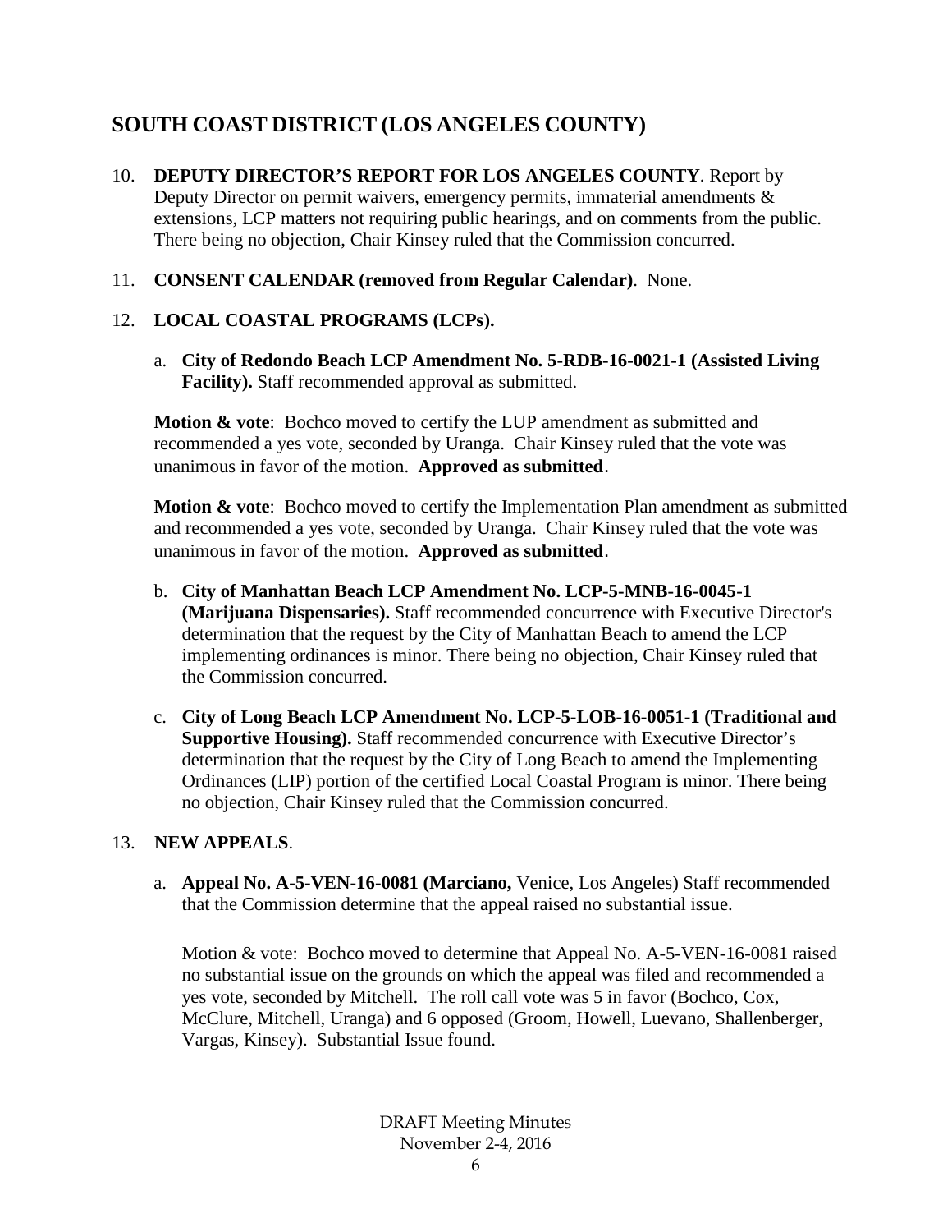## SOUTH COAST DISTRICT (LOS ANGELES COUNTY)

10. **DEPUTY DIRECTOR'S REPORT FOR LOS ANGELES COUNTY**. Report by Deputy Director on permit waivers, emergency permits, immaterial amendments & extensions, LCP matters not requiring public hearings, and on comments from the public. There being no objection, Chair Kinsey ruled that the Commission concurred.

11. **CONSENT CALENDAR (removed from Regular Calendar)**. None.

12. **LOCAL COASTAL PROGRAMS (LCPs).**

    a. **City of Redondo Beach LCP Amendment No. 5-RDB-16-0021-1 (Assisted Living Facility).** Staff recommended approval as submitted.

    **Motion & vote**: Bochco moved to certify the LUP amendment as submitted and recommended a yes vote, seconded by Uranga. Chair Kinsey ruled that the vote was unanimous in favor of the motion. **Approved as submitted**.

    **Motion & vote**: Bochco moved to certify the Implementation Plan amendment as submitted and recommended a yes vote, seconded by Uranga. Chair Kinsey ruled that the vote was unanimous in favor of the motion. **Approved as submitted**.

    b. **City of Manhattan Beach LCP Amendment No. LCP-5-MNB-16-0045-1 (Marijuana Dispensaries).** Staff recommended concurrence with Executive Director's determination that the request by the City of Manhattan Beach to amend the LCP implementing ordinances is minor. There being no objection, Chair Kinsey ruled that the Commission concurred.

    c. **City of Long Beach LCP Amendment No. LCP-5-LOB-16-0051-1 (Traditional and Supportive Housing).** Staff recommended concurrence with Executive Director's determination that the request by the City of Long Beach to amend the Implementing Ordinances (LIP) portion of the certified Local Coastal Program is minor. There being no objection, Chair Kinsey ruled that the Commission concurred.

13. **NEW APPEALS**.

    a. **Appeal No. A-5-VEN-16-0081 (Marciano,** Venice, Los Angeles) Staff recommended that the Commission determine that the appeal raised no substantial issue.

    Motion & vote: Bochco moved to determine that Appeal No. A-5-VEN-16-0081 raised no substantial issue on the grounds on which the appeal was filed and recommended a yes vote, seconded by Mitchell. The roll call vote was 5 in favor (Bochco, Cox, McClure, Mitchell, Uranga) and 6 opposed (Groom, Howell, Luevano, Shallenberger, Vargas, Kinsey). Substantial Issue found.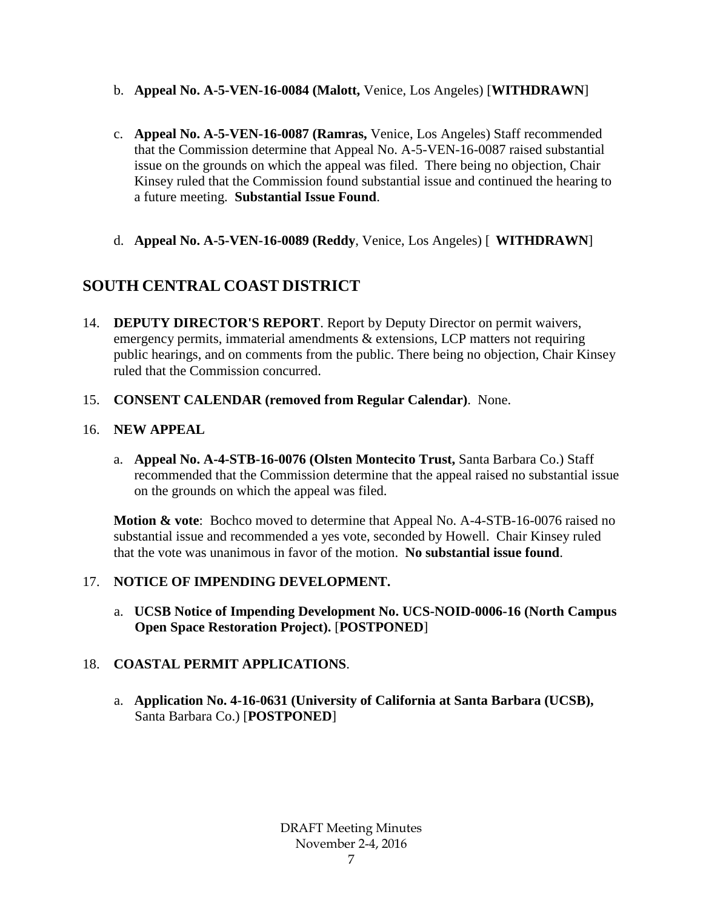b. **Appeal No. A-5-VEN-16-0084 (Malott,** Venice, Los Angeles) [**WITHDRAWN**]

c. **Appeal No. A-5-VEN-16-0087 (Ramras,** Venice, Los Angeles) Staff recommended that the Commission determine that Appeal No. A-5-VEN-16-0087 raised substantial issue on the grounds on which the appeal was filed. There being no objection, Chair Kinsey ruled that the Commission found substantial issue and continued the hearing to a future meeting. **Substantial Issue Found**.

d. **Appeal No. A-5-VEN-16-0089 (Reddy**, Venice, Los Angeles) [ **WITHDRAWN**]

## SOUTH CENTRAL COAST DISTRICT

14. **DEPUTY DIRECTOR'S REPORT**. Report by Deputy Director on permit waivers, emergency permits, immaterial amendments & extensions, LCP matters not requiring public hearings, and on comments from the public. There being no objection, Chair Kinsey ruled that the Commission concurred.

15. **CONSENT CALENDAR (removed from Regular Calendar)**. None.

16. **NEW APPEAL**

    a. **Appeal No. A-4-STB-16-0076 (Olsten Montecito Trust,** Santa Barbara Co.) Staff recommended that the Commission determine that the appeal raised no substantial issue on the grounds on which the appeal was filed.

    **Motion & vote**: Bochco moved to determine that Appeal No. A-4-STB-16-0076 raised no substantial issue and recommended a yes vote, seconded by Howell. Chair Kinsey ruled that the vote was unanimous in favor of the motion. **No substantial issue found**.

17. **NOTICE OF IMPENDING DEVELOPMENT.**

    a. **UCSB Notice of Impending Development No. UCS-NOID-0006-16 (North Campus Open Space Restoration Project).** [**POSTPONED**]

18. **COASTAL PERMIT APPLICATIONS**.

    a. **Application No. 4-16-0631 (University of California at Santa Barbara (UCSB),** Santa Barbara Co.) [**POSTPONED**]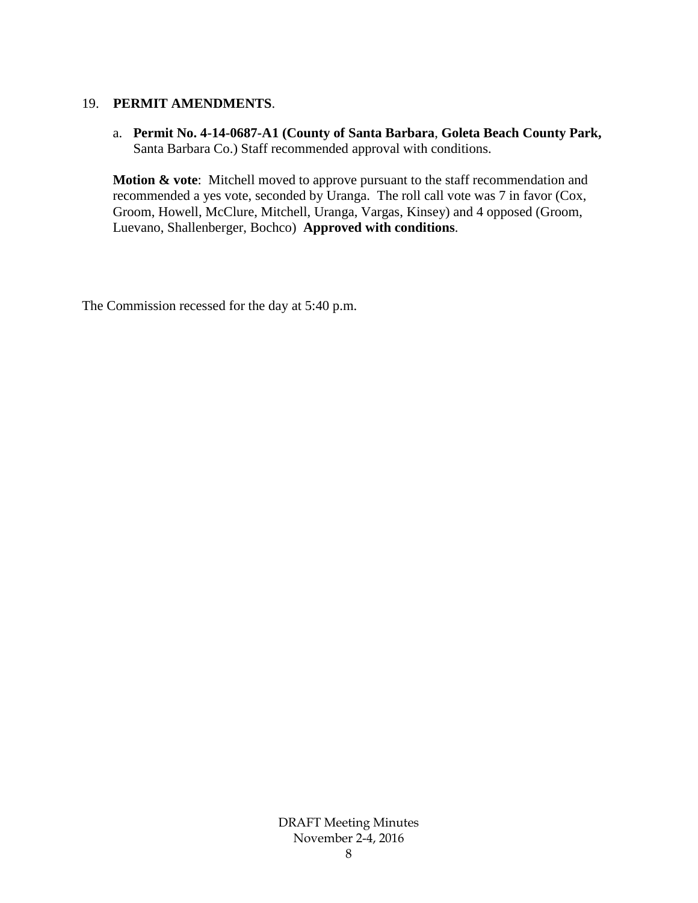19. **PERMIT AMENDMENTS**.

a. **Permit No. 4-14-0687-A1 (County of Santa Barbara**, **Goleta Beach County Park,** Santa Barbara Co.) Staff recommended approval with conditions.

**Motion & vote**: Mitchell moved to approve pursuant to the staff recommendation and recommended a yes vote, seconded by Uranga. The roll call vote was 7 in favor (Cox, Groom, Howell, McClure, Mitchell, Uranga, Vargas, Kinsey) and 4 opposed (Groom, Luevano, Shallenberger, Bochco) **Approved with conditions**.

The Commission recessed for the day at 5:40 p.m.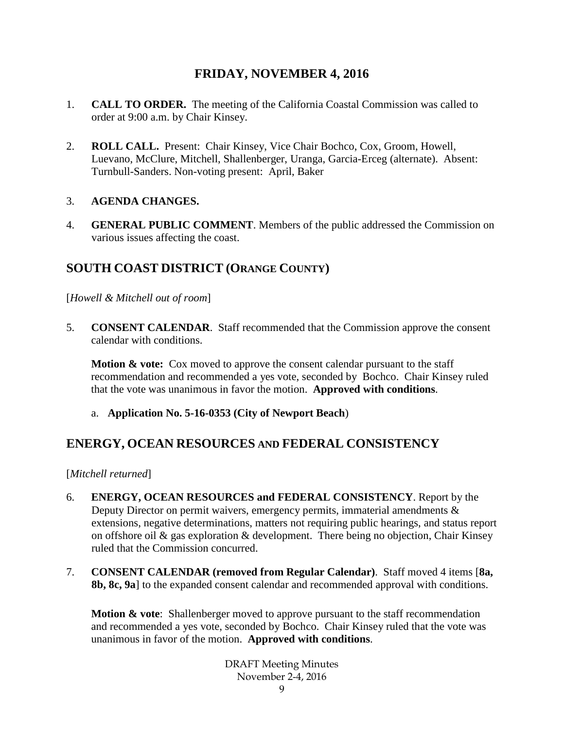## FRIDAY, NOVEMBER 4, 2016

1. **CALL TO ORDER.** The meeting of the California Coastal Commission was called to order at 9:00 a.m. by Chair Kinsey.

2. **ROLL CALL.** Present: Chair Kinsey, Vice Chair Bochco, Cox, Groom, Howell, Luevano, McClure, Mitchell, Shallenberger, Uranga, Garcia-Erceg (alternate). Absent: Turnbull-Sanders. Non-voting present: April, Baker

3. **AGENDA CHANGES.**

4. **GENERAL PUBLIC COMMENT**. Members of the public addressed the Commission on various issues affecting the coast.

## SOUTH COAST DISTRICT (ORANGE COUNTY)

[*Howell & Mitchell out of room*]

5. **CONSENT CALENDAR**. Staff recommended that the Commission approve the consent calendar with conditions.

   **Motion & vote:** Cox moved to approve the consent calendar pursuant to the staff recommendation and recommended a yes vote, seconded by Bochco. Chair Kinsey ruled that the vote was unanimous in favor the motion. **Approved with conditions**.

   a. **Application No. 5-16-0353 (City of Newport Beach**)

## ENERGY, OCEAN RESOURCES AND FEDERAL CONSISTENCY

[*Mitchell returned*]

6. **ENERGY, OCEAN RESOURCES and FEDERAL CONSISTENCY**. Report by the Deputy Director on permit waivers, emergency permits, immaterial amendments & extensions, negative determinations, matters not requiring public hearings, and status report on offshore oil & gas exploration & development. There being no objection, Chair Kinsey ruled that the Commission concurred.

7. **CONSENT CALENDAR (removed from Regular Calendar)**. Staff moved 4 items [**8a, 8b, 8c, 9a**] to the expanded consent calendar and recommended approval with conditions.

   **Motion & vote**: Shallenberger moved to approve pursuant to the staff recommendation and recommended a yes vote, seconded by Bochco. Chair Kinsey ruled that the vote was unanimous in favor of the motion. **Approved with conditions**.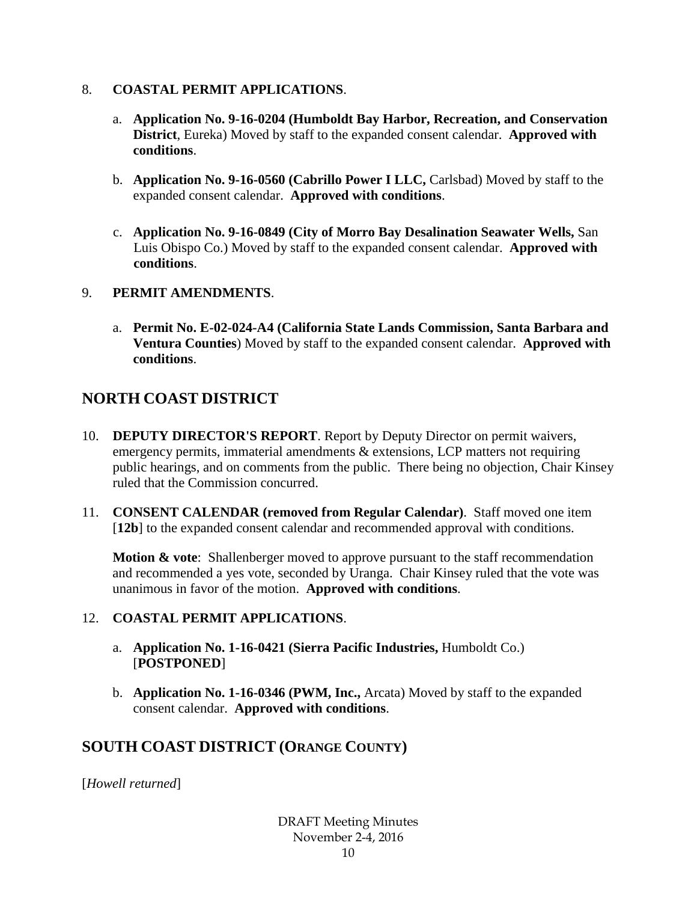8. **COASTAL PERMIT APPLICATIONS**.

   a. **Application No. 9-16-0204 (Humboldt Bay Harbor, Recreation, and Conservation District**, Eureka) Moved by staff to the expanded consent calendar. **Approved with conditions**.

   b. **Application No. 9-16-0560 (Cabrillo Power I LLC,** Carlsbad) Moved by staff to the expanded consent calendar. **Approved with conditions**.

   c. **Application No. 9-16-0849 (City of Morro Bay Desalination Seawater Wells,** San Luis Obispo Co.) Moved by staff to the expanded consent calendar. **Approved with conditions**.

9. **PERMIT AMENDMENTS**.

   a. **Permit No. E-02-024-A4 (California State Lands Commission, Santa Barbara and Ventura Counties**) Moved by staff to the expanded consent calendar. **Approved with conditions**.

## NORTH COAST DISTRICT

10. **DEPUTY DIRECTOR'S REPORT**. Report by Deputy Director on permit waivers, emergency permits, immaterial amendments & extensions, LCP matters not requiring public hearings, and on comments from the public. There being no objection, Chair Kinsey ruled that the Commission concurred.

11. **CONSENT CALENDAR (removed from Regular Calendar)**. Staff moved one item [**12b**] to the expanded consent calendar and recommended approval with conditions.

    **Motion & vote**: Shallenberger moved to approve pursuant to the staff recommendation and recommended a yes vote, seconded by Uranga. Chair Kinsey ruled that the vote was unanimous in favor of the motion. **Approved with conditions**.

12. **COASTAL PERMIT APPLICATIONS**.

    a. **Application No. 1-16-0421 (Sierra Pacific Industries,** Humboldt Co.) [**POSTPONED**]

    b. **Application No. 1-16-0346 (PWM, Inc.,** Arcata) Moved by staff to the expanded consent calendar. **Approved with conditions**.

## SOUTH COAST DISTRICT (ORANGE COUNTY)

[*Howell returned*]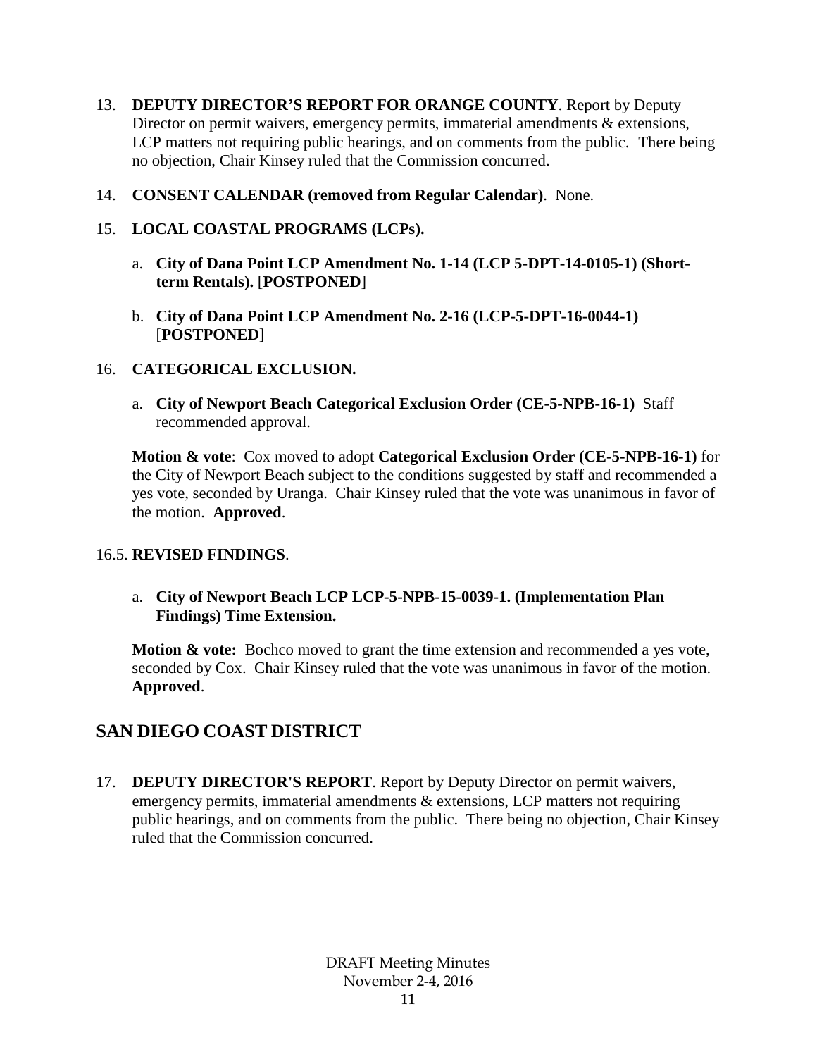13. **DEPUTY DIRECTOR'S REPORT FOR ORANGE COUNTY**. Report by Deputy Director on permit waivers, emergency permits, immaterial amendments & extensions, LCP matters not requiring public hearings, and on comments from the public. There being no objection, Chair Kinsey ruled that the Commission concurred.

14. **CONSENT CALENDAR (removed from Regular Calendar)**. None.

15. **LOCAL COASTAL PROGRAMS (LCPs).**

    a. **City of Dana Point LCP Amendment No. 1-14 (LCP 5-DPT-14-0105-1) (Short-term Rentals).** [**POSTPONED**]

    b. **City of Dana Point LCP Amendment No. 2-16 (LCP-5-DPT-16-0044-1)** [**POSTPONED**]

16. **CATEGORICAL EXCLUSION.**

    a. **City of Newport Beach Categorical Exclusion Order (CE-5-NPB-16-1)** Staff recommended approval.

    **Motion & vote**: Cox moved to adopt **Categorical Exclusion Order (CE-5-NPB-16-1)** for the City of Newport Beach subject to the conditions suggested by staff and recommended a yes vote, seconded by Uranga. Chair Kinsey ruled that the vote was unanimous in favor of the motion. **Approved**.

16.5. **REVISED FINDINGS**.

    a. **City of Newport Beach LCP LCP-5-NPB-15-0039-1. (Implementation Plan Findings) Time Extension.**

    **Motion & vote:** Bochco moved to grant the time extension and recommended a yes vote, seconded by Cox. Chair Kinsey ruled that the vote was unanimous in favor of the motion. **Approved**.

## SAN DIEGO COAST DISTRICT

17. **DEPUTY DIRECTOR'S REPORT**. Report by Deputy Director on permit waivers, emergency permits, immaterial amendments & extensions, LCP matters not requiring public hearings, and on comments from the public. There being no objection, Chair Kinsey ruled that the Commission concurred.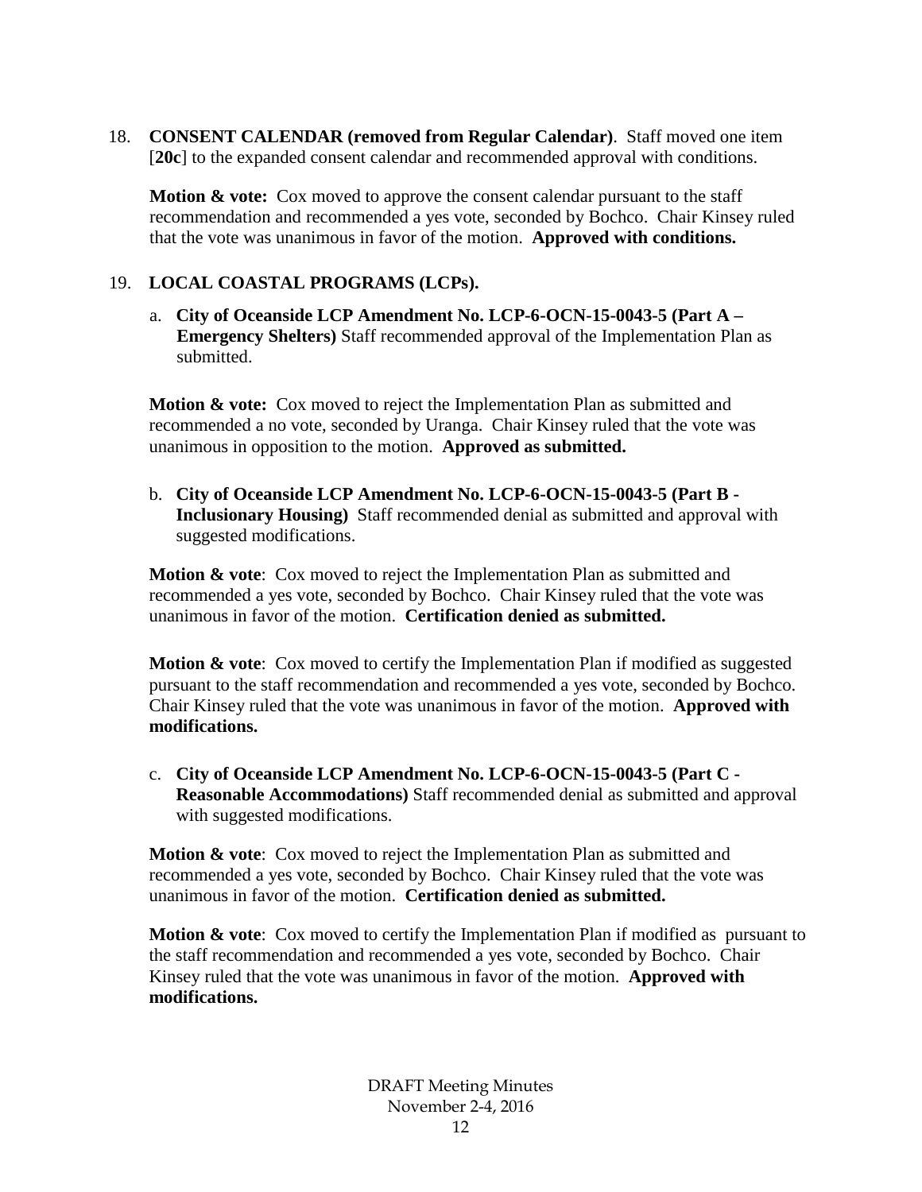18. **CONSENT CALENDAR (removed from Regular Calendar)**. Staff moved one item [**20c**] to the expanded consent calendar and recommended approval with conditions.

    **Motion & vote:** Cox moved to approve the consent calendar pursuant to the staff recommendation and recommended a yes vote, seconded by Bochco. Chair Kinsey ruled that the vote was unanimous in favor of the motion. **Approved with conditions.**

19. **LOCAL COASTAL PROGRAMS (LCPs).**

    a. **City of Oceanside LCP Amendment No. LCP-6-OCN-15-0043-5 (Part A – Emergency Shelters)** Staff recommended approval of the Implementation Plan as submitted.

    **Motion & vote:** Cox moved to reject the Implementation Plan as submitted and recommended a no vote, seconded by Uranga. Chair Kinsey ruled that the vote was unanimous in opposition to the motion. **Approved as submitted.**

    b. **City of Oceanside LCP Amendment No. LCP-6-OCN-15-0043-5 (Part B - Inclusionary Housing)** Staff recommended denial as submitted and approval with suggested modifications.

    **Motion & vote**: Cox moved to reject the Implementation Plan as submitted and recommended a yes vote, seconded by Bochco. Chair Kinsey ruled that the vote was unanimous in favor of the motion. **Certification denied as submitted.**

    **Motion & vote**: Cox moved to certify the Implementation Plan if modified as suggested pursuant to the staff recommendation and recommended a yes vote, seconded by Bochco. Chair Kinsey ruled that the vote was unanimous in favor of the motion. **Approved with modifications.**

    c. **City of Oceanside LCP Amendment No. LCP-6-OCN-15-0043-5 (Part C - Reasonable Accommodations)** Staff recommended denial as submitted and approval with suggested modifications.

    **Motion & vote**: Cox moved to reject the Implementation Plan as submitted and recommended a yes vote, seconded by Bochco. Chair Kinsey ruled that the vote was unanimous in favor of the motion. **Certification denied as submitted.**

    **Motion & vote**: Cox moved to certify the Implementation Plan if modified as pursuant to the staff recommendation and recommended a yes vote, seconded by Bochco. Chair Kinsey ruled that the vote was unanimous in favor of the motion. **Approved with modifications.**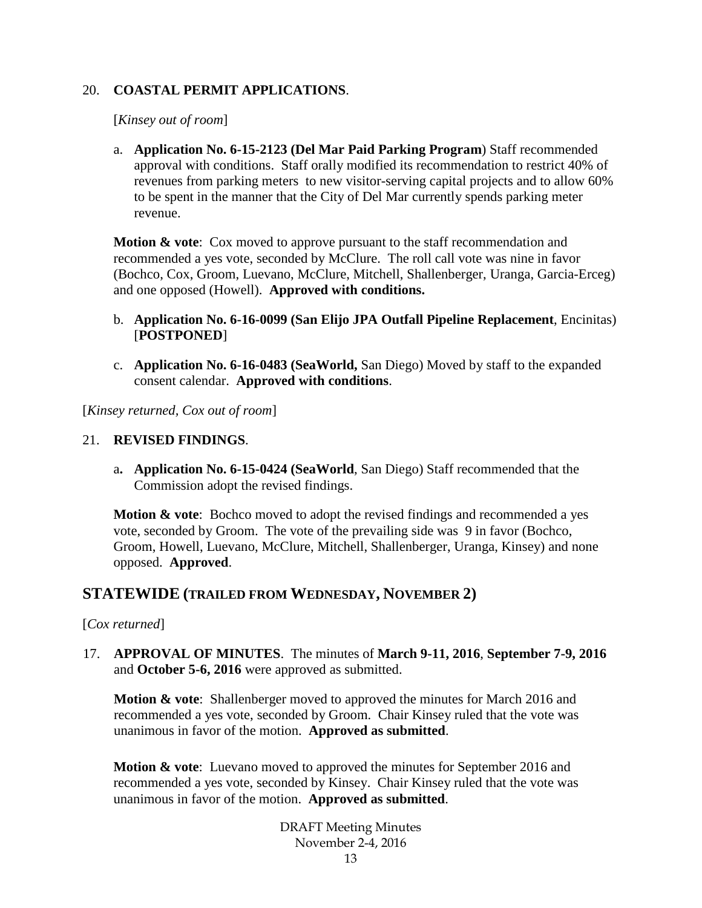20. **COASTAL PERMIT APPLICATIONS**.

    [*Kinsey out of room*]

    a. **Application No. 6-15-2123 (Del Mar Paid Parking Program**) Staff recommended approval with conditions. Staff orally modified its recommendation to restrict 40% of revenues from parking meters to new visitor-serving capital projects and to allow 60% to be spent in the manner that the City of Del Mar currently spends parking meter revenue.

    **Motion & vote**: Cox moved to approve pursuant to the staff recommendation and recommended a yes vote, seconded by McClure. The roll call vote was nine in favor (Bochco, Cox, Groom, Luevano, McClure, Mitchell, Shallenberger, Uranga, Garcia-Erceg) and one opposed (Howell). **Approved with conditions.**

    b. **Application No. 6-16-0099 (San Elijo JPA Outfall Pipeline Replacement**, Encinitas) [**POSTPONED**]

    c. **Application No. 6-16-0483 (SeaWorld,** San Diego) Moved by staff to the expanded consent calendar. **Approved with conditions**.

[*Kinsey returned, Cox out of room*]

21. **REVISED FINDINGS**.

    a**. Application No. 6-15-0424 (SeaWorld**, San Diego) Staff recommended that the Commission adopt the revised findings.

    **Motion & vote**: Bochco moved to adopt the revised findings and recommended a yes vote, seconded by Groom. The vote of the prevailing side was 9 in favor (Bochco, Groom, Howell, Luevano, McClure, Mitchell, Shallenberger, Uranga, Kinsey) and none opposed. **Approved**.

## STATEWIDE (TRAILED FROM WEDNESDAY, NOVEMBER 2)

[*Cox returned*]

17. **APPROVAL OF MINUTES**. The minutes of **March 9-11, 2016**, **September 7-9, 2016** and **October 5-6, 2016** were approved as submitted.

    **Motion & vote**: Shallenberger moved to approved the minutes for March 2016 and recommended a yes vote, seconded by Groom. Chair Kinsey ruled that the vote was unanimous in favor of the motion. **Approved as submitted**.

    **Motion & vote**: Luevano moved to approved the minutes for September 2016 and recommended a yes vote, seconded by Kinsey. Chair Kinsey ruled that the vote was unanimous in favor of the motion. **Approved as submitted**.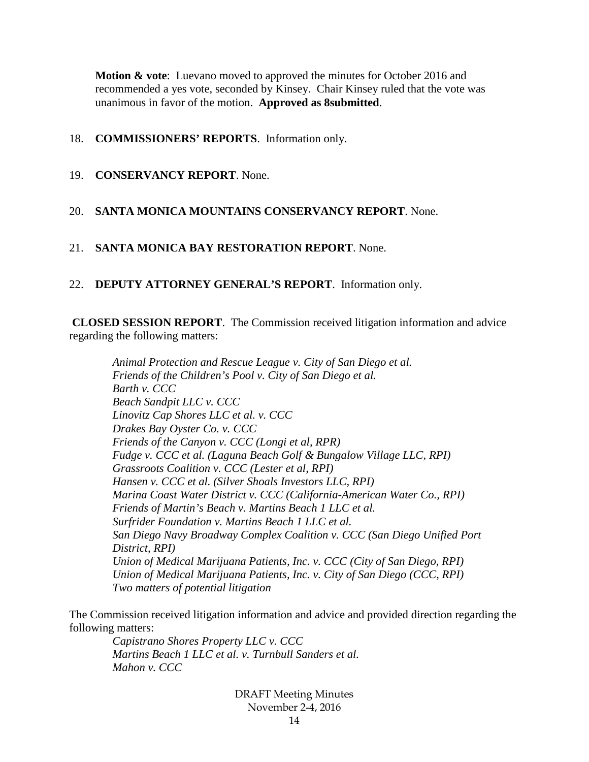**Motion & vote**: Luevano moved to approved the minutes for October 2016 and recommended a yes vote, seconded by Kinsey. Chair Kinsey ruled that the vote was unanimous in favor of the motion. **Approved as 8submitted**.

18. **COMMISSIONERS' REPORTS**. Information only.

19. **CONSERVANCY REPORT**. None.

20. **SANTA MONICA MOUNTAINS CONSERVANCY REPORT**. None.

21. **SANTA MONICA BAY RESTORATION REPORT**. None.

22. **DEPUTY ATTORNEY GENERAL'S REPORT**. Information only.

**CLOSED SESSION REPORT**. The Commission received litigation information and advice regarding the following matters:

*Animal Protection and Rescue League v. City of San Diego et al.*
*Friends of the Children's Pool v. City of San Diego et al.*
*Barth v. CCC*
*Beach Sandpit LLC v. CCC*
*Linovitz Cap Shores LLC et al. v. CCC*
*Drakes Bay Oyster Co. v. CCC*
*Friends of the Canyon v. CCC (Longi et al, RPR)*
*Fudge v. CCC et al. (Laguna Beach Golf & Bungalow Village LLC, RPI)*
*Grassroots Coalition v. CCC (Lester et al, RPI)*
*Hansen v. CCC et al. (Silver Shoals Investors LLC, RPI)*
*Marina Coast Water District v. CCC (California-American Water Co., RPI)*
*Friends of Martin's Beach v. Martins Beach 1 LLC et al.*
*Surfrider Foundation v. Martins Beach 1 LLC et al.*
*San Diego Navy Broadway Complex Coalition v. CCC (San Diego Unified Port District, RPI)*
*Union of Medical Marijuana Patients, Inc. v. CCC (City of San Diego, RPI)*
*Union of Medical Marijuana Patients, Inc. v. City of San Diego (CCC, RPI)*
*Two matters of potential litigation*

The Commission received litigation information and advice and provided direction regarding the following matters:

*Capistrano Shores Property LLC v. CCC*
*Martins Beach 1 LLC et al. v. Turnbull Sanders et al.*
*Mahon v. CCC*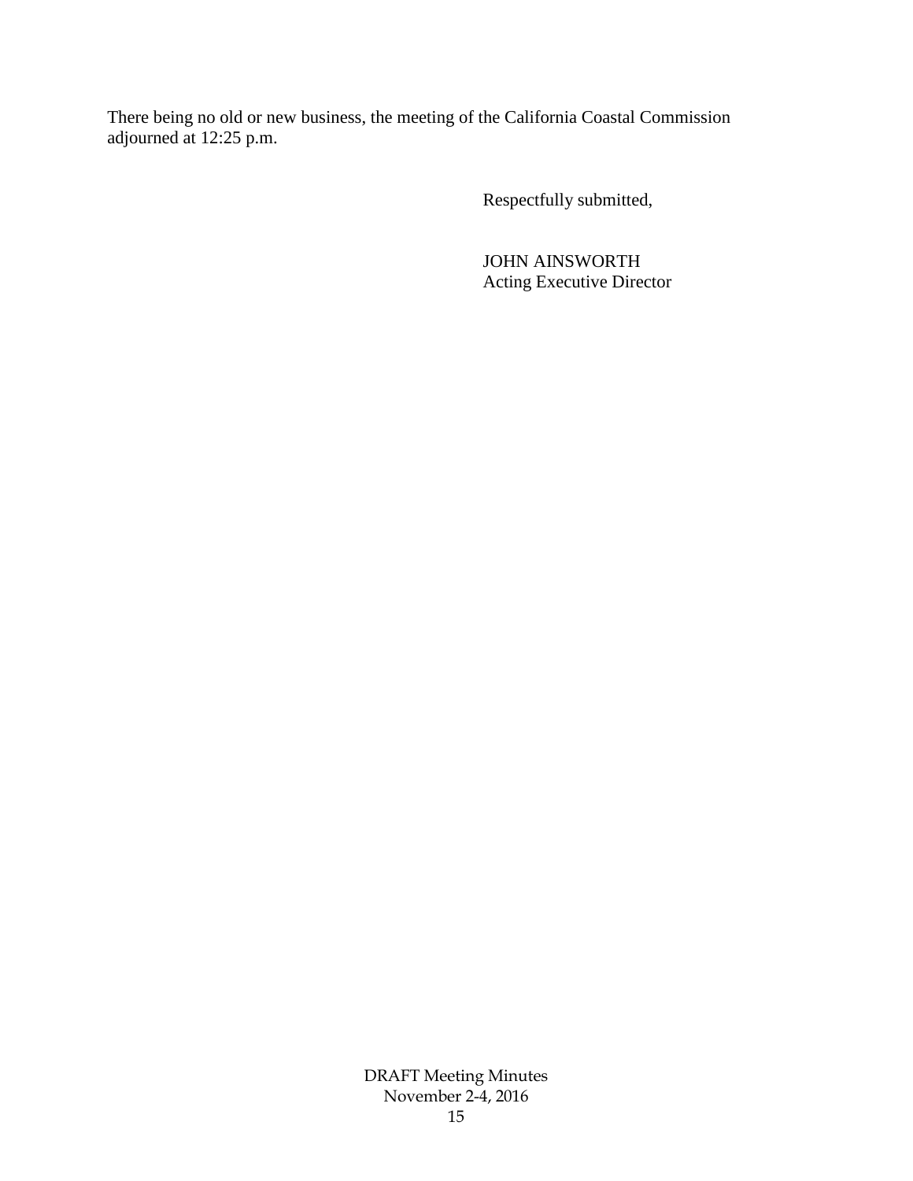There being no old or new business, the meeting of the California Coastal Commission adjourned at 12:25 p.m.

Respectfully submitted,

JOHN AINSWORTH
Acting Executive Director